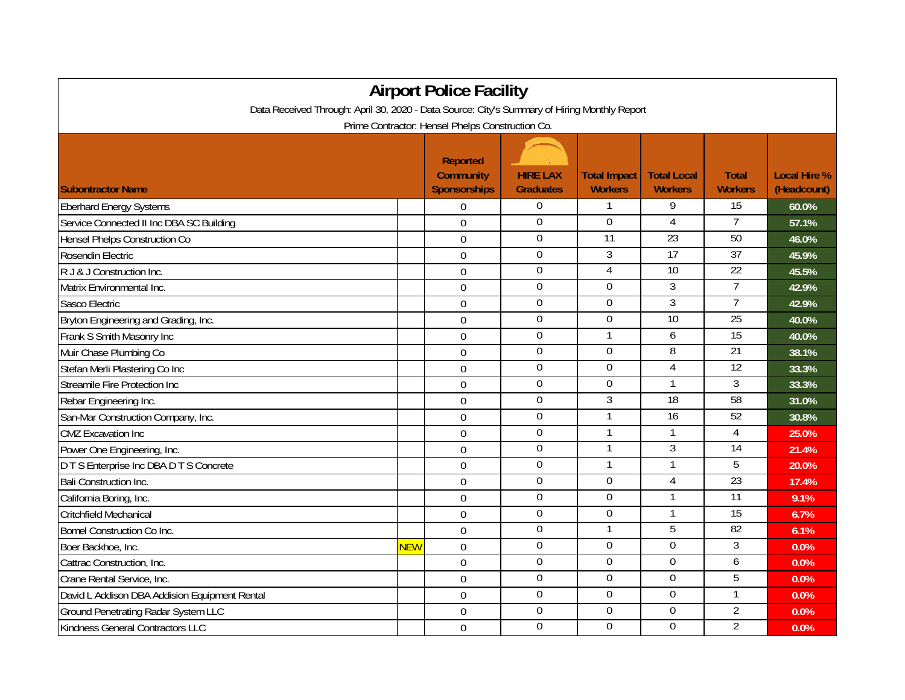# Airport Police Facility

Data Received Through: April 30, 2020 - Data Source: City's Summary of Hiring Monthly Report

Prime Contractor: Hensel Phelps Construction Co.

| Subontractor Name | | Reported Community Sponsorships | HIRE LAX Graduates | Total Impact Workers | Total Local Workers | Total Workers | Local Hire % (Headcount) |
|---|---|---|---|---|---|---|---|
| Eberhard Energy Systems | | 0 | 0 | 1 | 9 | 15 | 60.0% |
| Service Connected II Inc DBA SC Building | | 0 | 0 | 0 | 4 | 7 | 57.1% |
| Hensel Phelps Construction Co | | 0 | 0 | 11 | 23 | 50 | 46.0% |
| Rosendin Electric | | 0 | 0 | 3 | 17 | 37 | 45.9% |
| R J & J Construction Inc. | | 0 | 0 | 4 | 10 | 22 | 45.5% |
| Matrix Environmental Inc. | | 0 | 0 | 0 | 3 | 7 | 42.9% |
| Sasco Electric | | 0 | 0 | 0 | 3 | 7 | 42.9% |
| Bryton Engineering and Grading, Inc. | | 0 | 0 | 0 | 10 | 25 | 40.0% |
| Frank S Smith Masonry Inc | | 0 | 0 | 1 | 6 | 15 | 40.0% |
| Muir Chase Plumbing Co | | 0 | 0 | 0 | 8 | 21 | 38.1% |
| Stefan Merli Plastering Co Inc | | 0 | 0 | 0 | 4 | 12 | 33.3% |
| Streamile Fire Protection Inc | | 0 | 0 | 0 | 1 | 3 | 33.3% |
| Rebar Engineering Inc. | | 0 | 0 | 3 | 18 | 58 | 31.0% |
| San-Mar Construction Company, Inc. | | 0 | 0 | 1 | 16 | 52 | 30.8% |
| CMZ Excavation Inc | | 0 | 0 | 1 | 1 | 4 | 25.0% |
| Power One Engineering, Inc. | | 0 | 0 | 1 | 3 | 14 | 21.4% |
| D T S Enterprise Inc DBA D T S Concrete | | 0 | 0 | 1 | 1 | 5 | 20.0% |
| Bali Construction Inc. | | 0 | 0 | 0 | 4 | 23 | 17.4% |
| California Boring, Inc. | | 0 | 0 | 0 | 1 | 11 | 9.1% |
| Critchfield Mechanical | | 0 | 0 | 0 | 1 | 15 | 6.7% |
| Bomel Construction Co Inc. | | 0 | 0 | 1 | 5 | 82 | 6.1% |
| Boer Backhoe, Inc. | NEW | 0 | 0 | 0 | 0 | 3 | 0.0% |
| Cattrac Construction, Inc. | | 0 | 0 | 0 | 0 | 6 | 0.0% |
| Crane Rental Service, Inc. | | 0 | 0 | 0 | 0 | 5 | 0.0% |
| David L Addison DBA Addision Equipment Rental | | 0 | 0 | 0 | 0 | 1 | 0.0% |
| Ground Penetrating Radar System LLC | | 0 | 0 | 0 | 0 | 2 | 0.0% |
| Kindness General Contractors LLC | | 0 | 0 | 0 | 0 | 2 | 0.0% |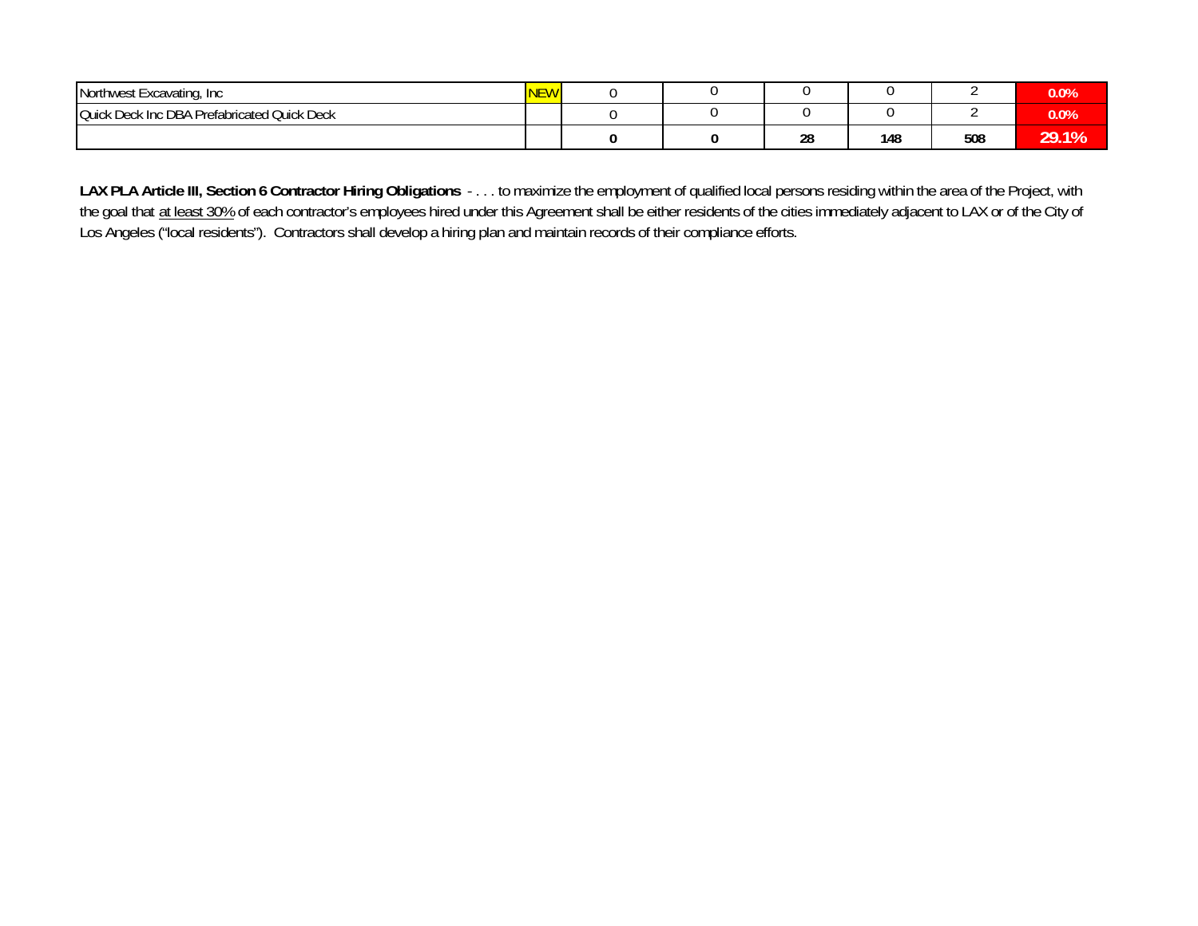| | | | | | | | |
|---|---|---|---|---|---|---|---|
| Northwest Excavating, Inc | NEW | 0 | 0 | 0 | 0 | 2 | 0.0% |
| Quick Deck Inc DBA Prefabricated Quick Deck | | 0 | 0 | 0 | 0 | 2 | 0.0% |
| | | **0** | **0** | **28** | **148** | **508** | **29.1%** |

**LAX PLA Article III, Section 6 Contractor Hiring Obligations** - . . . to maximize the employment of qualified local persons residing within the area of the Project, with the goal that at least 30% of each contractor's employees hired under this Agreement shall be either residents of the cities immediately adjacent to LAX or of the City of Los Angeles ("local residents"). Contractors shall develop a hiring plan and maintain records of their compliance efforts.